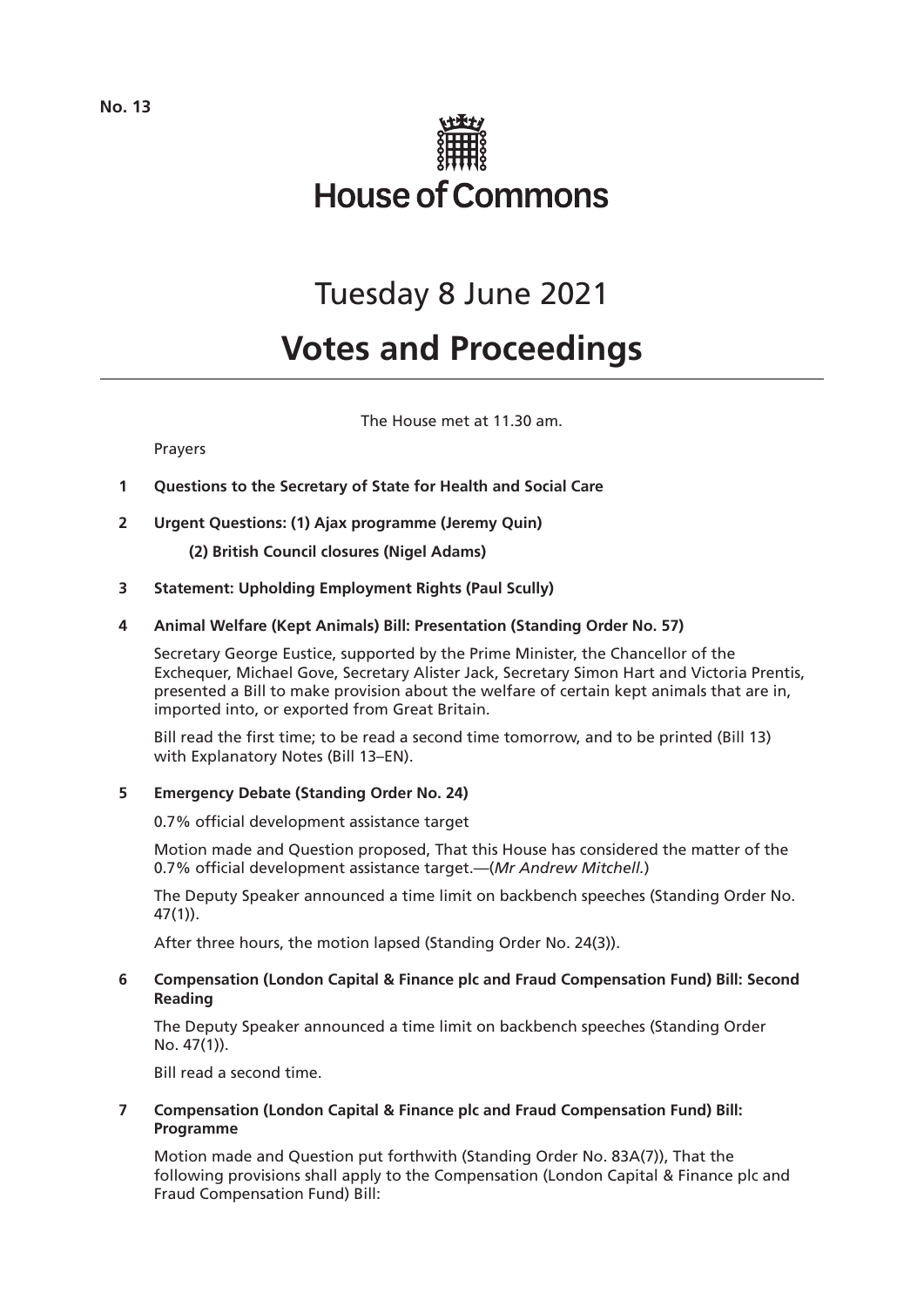No. 13

# House of Commons

# Tuesday 8 June 2021

# Votes and Proceedings

The House met at 11.30 am.

Prayers

**1 Questions to the Secretary of State for Health and Social Care**

**2 Urgent Questions: (1) Ajax programme (Jeremy Quin)**

**(2) British Council closures (Nigel Adams)**

**3 Statement: Upholding Employment Rights (Paul Scully)**

**4 Animal Welfare (Kept Animals) Bill: Presentation (Standing Order No. 57)**

Secretary George Eustice, supported by the Prime Minister, the Chancellor of the Exchequer, Michael Gove, Secretary Alister Jack, Secretary Simon Hart and Victoria Prentis, presented a Bill to make provision about the welfare of certain kept animals that are in, imported into, or exported from Great Britain.

Bill read the first time; to be read a second time tomorrow, and to be printed (Bill 13) with Explanatory Notes (Bill 13–EN).

**5 Emergency Debate (Standing Order No. 24)**

0.7% official development assistance target

Motion made and Question proposed, That this House has considered the matter of the 0.7% official development assistance target.—(*Mr Andrew Mitchell.*)

The Deputy Speaker announced a time limit on backbench speeches (Standing Order No. 47(1)).

After three hours, the motion lapsed (Standing Order No. 24(3)).

**6 Compensation (London Capital & Finance plc and Fraud Compensation Fund) Bill: Second Reading**

The Deputy Speaker announced a time limit on backbench speeches (Standing Order No. 47(1)).

Bill read a second time.

**7 Compensation (London Capital & Finance plc and Fraud Compensation Fund) Bill: Programme**

Motion made and Question put forthwith (Standing Order No. 83A(7)), That the following provisions shall apply to the Compensation (London Capital & Finance plc and Fraud Compensation Fund) Bill: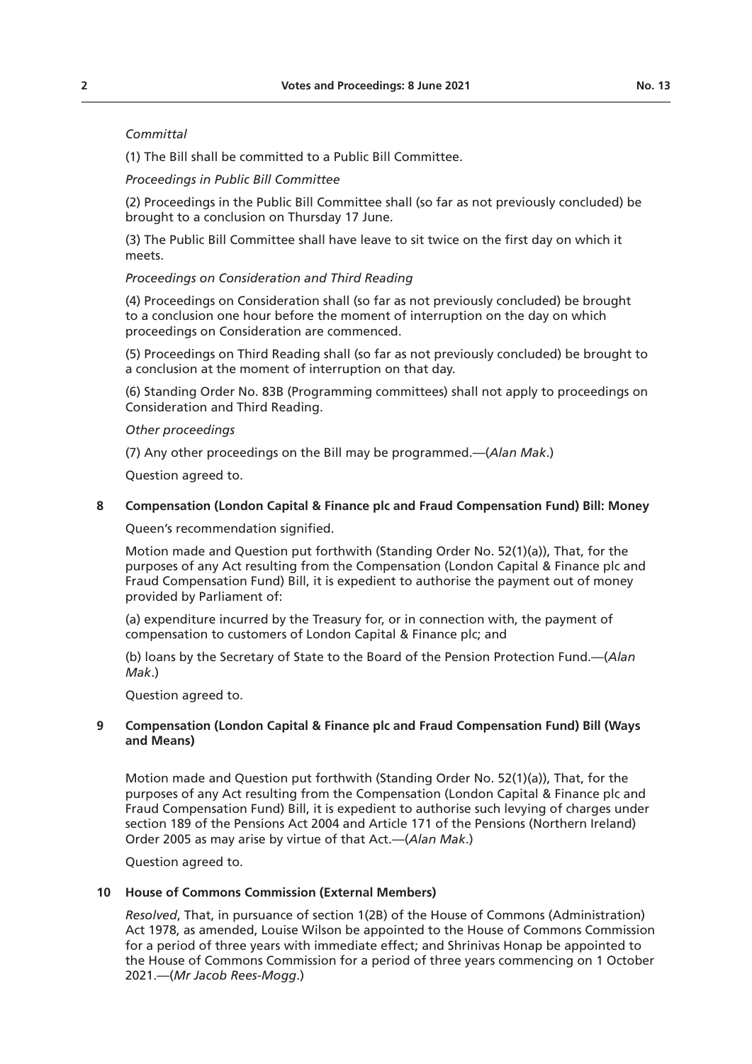*Committal*

(1) The Bill shall be committed to a Public Bill Committee.

*Proceedings in Public Bill Committee*

(2) Proceedings in the Public Bill Committee shall (so far as not previously concluded) be brought to a conclusion on Thursday 17 June.

(3) The Public Bill Committee shall have leave to sit twice on the first day on which it meets.

*Proceedings on Consideration and Third Reading*

(4) Proceedings on Consideration shall (so far as not previously concluded) be brought to a conclusion one hour before the moment of interruption on the day on which proceedings on Consideration are commenced.

(5) Proceedings on Third Reading shall (so far as not previously concluded) be brought to a conclusion at the moment of interruption on that day.

(6) Standing Order No. 83B (Programming committees) shall not apply to proceedings on Consideration and Third Reading.

*Other proceedings*

(7) Any other proceedings on the Bill may be programmed.—(*Alan Mak*.)

Question agreed to.

**8 Compensation (London Capital & Finance plc and Fraud Compensation Fund) Bill: Money**

Queen's recommendation signified.

Motion made and Question put forthwith (Standing Order No. 52(1)(a)), That, for the purposes of any Act resulting from the Compensation (London Capital & Finance plc and Fraud Compensation Fund) Bill, it is expedient to authorise the payment out of money provided by Parliament of:

(a) expenditure incurred by the Treasury for, or in connection with, the payment of compensation to customers of London Capital & Finance plc; and

(b) loans by the Secretary of State to the Board of the Pension Protection Fund.—(*Alan Mak*.)

Question agreed to.

**9 Compensation (London Capital & Finance plc and Fraud Compensation Fund) Bill (Ways and Means)**

Motion made and Question put forthwith (Standing Order No. 52(1)(a)), That, for the purposes of any Act resulting from the Compensation (London Capital & Finance plc and Fraud Compensation Fund) Bill, it is expedient to authorise such levying of charges under section 189 of the Pensions Act 2004 and Article 171 of the Pensions (Northern Ireland) Order 2005 as may arise by virtue of that Act.—(*Alan Mak*.)

Question agreed to.

**10 House of Commons Commission (External Members)**

*Resolved*, That, in pursuance of section 1(2B) of the House of Commons (Administration) Act 1978, as amended, Louise Wilson be appointed to the House of Commons Commission for a period of three years with immediate effect; and Shrinivas Honap be appointed to the House of Commons Commission for a period of three years commencing on 1 October 2021.—(*Mr Jacob Rees-Mogg*.)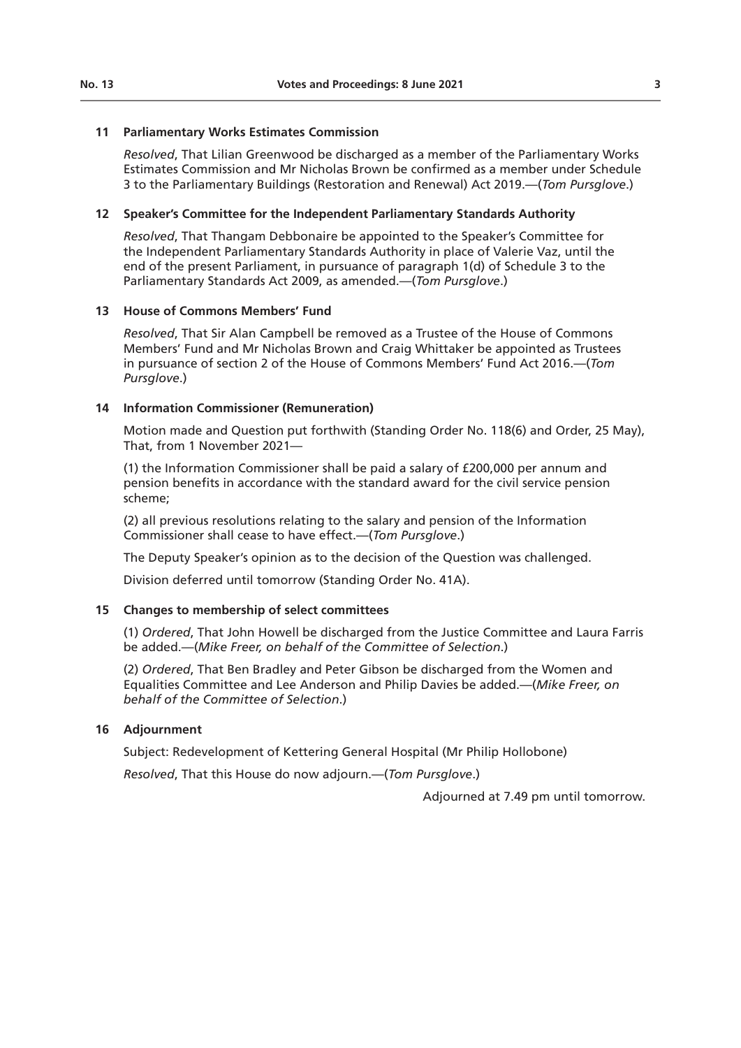### 11 Parliamentary Works Estimates Commission

*Resolved*, That Lilian Greenwood be discharged as a member of the Parliamentary Works Estimates Commission and Mr Nicholas Brown be confirmed as a member under Schedule 3 to the Parliamentary Buildings (Restoration and Renewal) Act 2019.—(*Tom Pursglove*.)

### 12 Speaker's Committee for the Independent Parliamentary Standards Authority

*Resolved*, That Thangam Debbonaire be appointed to the Speaker's Committee for the Independent Parliamentary Standards Authority in place of Valerie Vaz, until the end of the present Parliament, in pursuance of paragraph 1(d) of Schedule 3 to the Parliamentary Standards Act 2009, as amended.—(*Tom Pursglove*.)

### 13 House of Commons Members' Fund

*Resolved*, That Sir Alan Campbell be removed as a Trustee of the House of Commons Members' Fund and Mr Nicholas Brown and Craig Whittaker be appointed as Trustees in pursuance of section 2 of the House of Commons Members' Fund Act 2016.—(*Tom Pursglove*.)

### 14 Information Commissioner (Remuneration)

Motion made and Question put forthwith (Standing Order No. 118(6) and Order, 25 May), That, from 1 November 2021—

(1) the Information Commissioner shall be paid a salary of £200,000 per annum and pension benefits in accordance with the standard award for the civil service pension scheme;

(2) all previous resolutions relating to the salary and pension of the Information Commissioner shall cease to have effect.—(*Tom Pursglove*.)

The Deputy Speaker's opinion as to the decision of the Question was challenged.

Division deferred until tomorrow (Standing Order No. 41A).

### 15 Changes to membership of select committees

(1) *Ordered*, That John Howell be discharged from the Justice Committee and Laura Farris be added.—(*Mike Freer, on behalf of the Committee of Selection*.)

(2) *Ordered*, That Ben Bradley and Peter Gibson be discharged from the Women and Equalities Committee and Lee Anderson and Philip Davies be added.—(*Mike Freer, on behalf of the Committee of Selection*.)

### 16 Adjournment

Subject: Redevelopment of Kettering General Hospital (Mr Philip Hollobone)

*Resolved*, That this House do now adjourn.—(*Tom Pursglove*.)

Adjourned at 7.49 pm until tomorrow.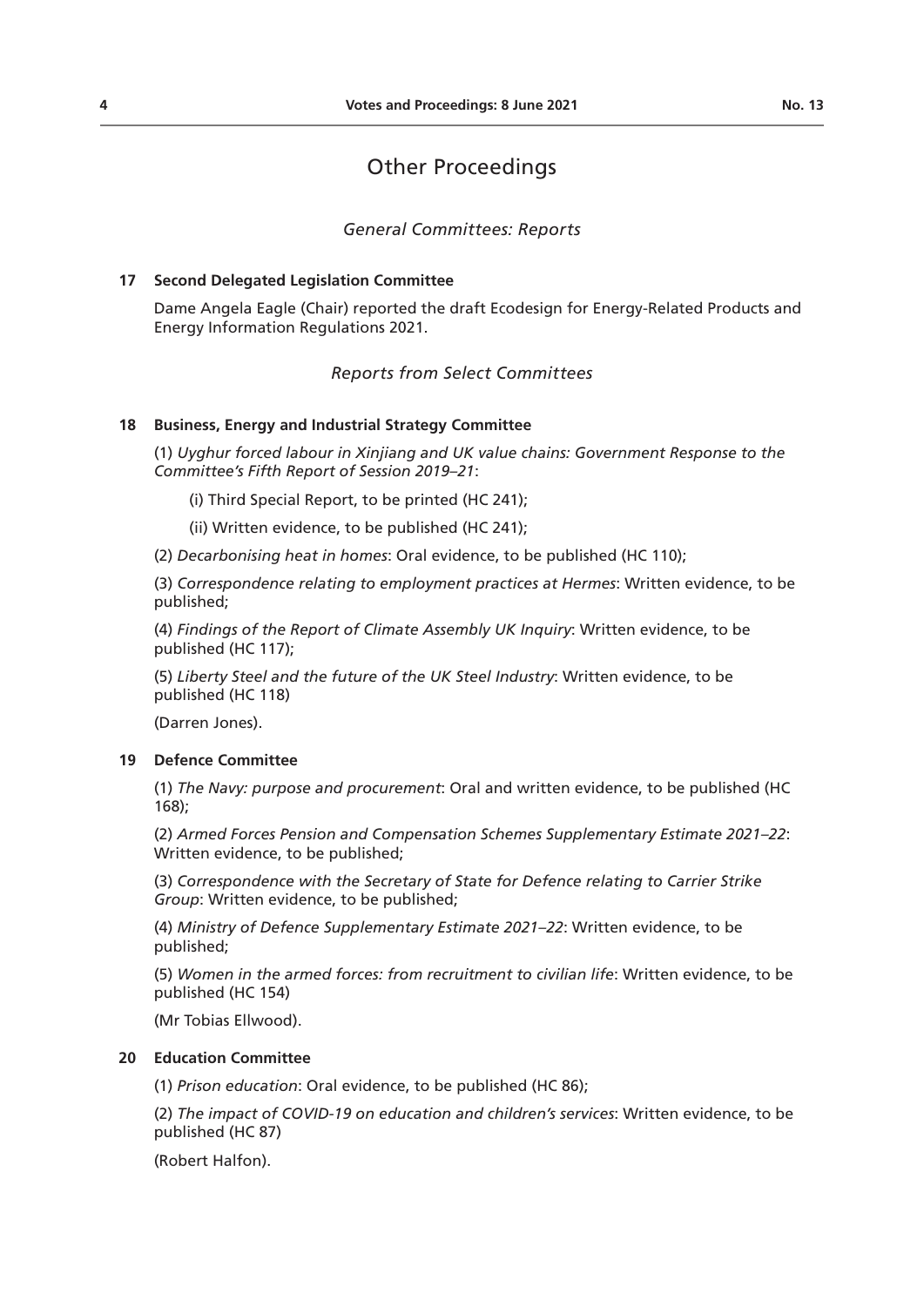# Other Proceedings

*General Committees: Reports*

**17 Second Delegated Legislation Committee**

Dame Angela Eagle (Chair) reported the draft Ecodesign for Energy-Related Products and Energy Information Regulations 2021.

*Reports from Select Committees*

**18 Business, Energy and Industrial Strategy Committee**

(1) *Uyghur forced labour in Xinjiang and UK value chains: Government Response to the Committee's Fifth Report of Session 2019–21*:

(i) Third Special Report, to be printed (HC 241);

(ii) Written evidence, to be published (HC 241);

(2) *Decarbonising heat in homes*: Oral evidence, to be published (HC 110);

(3) *Correspondence relating to employment practices at Hermes*: Written evidence, to be published;

(4) *Findings of the Report of Climate Assembly UK Inquiry*: Written evidence, to be published (HC 117);

(5) *Liberty Steel and the future of the UK Steel Industry*: Written evidence, to be published (HC 118)

(Darren Jones).

**19 Defence Committee**

(1) *The Navy: purpose and procurement*: Oral and written evidence, to be published (HC 168);

(2) *Armed Forces Pension and Compensation Schemes Supplementary Estimate 2021–22*: Written evidence, to be published;

(3) *Correspondence with the Secretary of State for Defence relating to Carrier Strike Group*: Written evidence, to be published;

(4) *Ministry of Defence Supplementary Estimate 2021–22*: Written evidence, to be published;

(5) *Women in the armed forces: from recruitment to civilian life*: Written evidence, to be published (HC 154)

(Mr Tobias Ellwood).

**20 Education Committee**

(1) *Prison education*: Oral evidence, to be published (HC 86);

(2) *The impact of COVID-19 on education and children's services*: Written evidence, to be published (HC 87)

(Robert Halfon).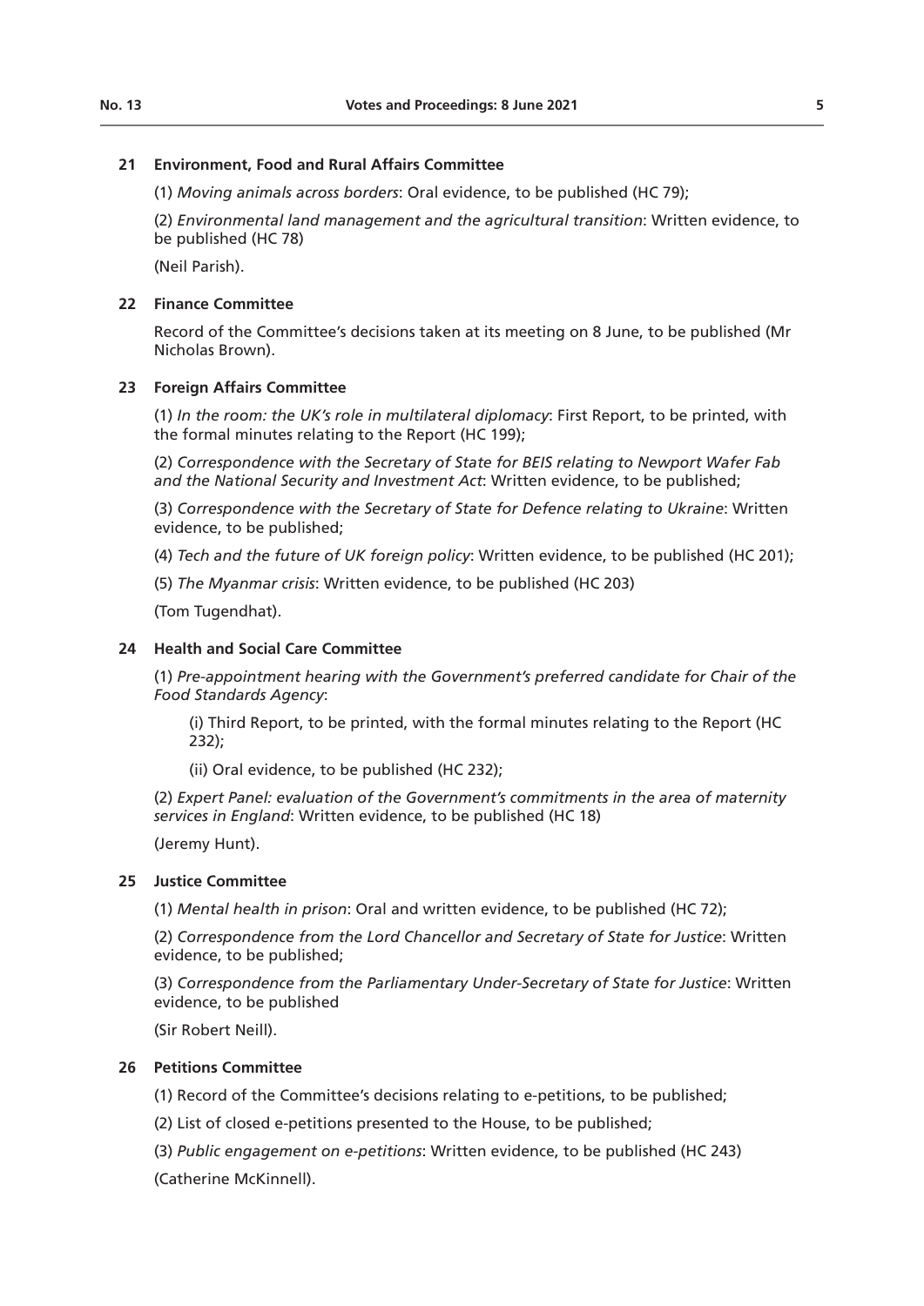**21 Environment, Food and Rural Affairs Committee**

(1) *Moving animals across borders*: Oral evidence, to be published (HC 79);

(2) *Environmental land management and the agricultural transition*: Written evidence, to be published (HC 78)

(Neil Parish).

**22 Finance Committee**

Record of the Committee's decisions taken at its meeting on 8 June, to be published (Mr Nicholas Brown).

**23 Foreign Affairs Committee**

(1) *In the room: the UK's role in multilateral diplomacy*: First Report, to be printed, with the formal minutes relating to the Report (HC 199);

(2) *Correspondence with the Secretary of State for BEIS relating to Newport Wafer Fab and the National Security and Investment Act*: Written evidence, to be published;

(3) *Correspondence with the Secretary of State for Defence relating to Ukraine*: Written evidence, to be published;

(4) *Tech and the future of UK foreign policy*: Written evidence, to be published (HC 201);

(5) *The Myanmar crisis*: Written evidence, to be published (HC 203)

(Tom Tugendhat).

**24 Health and Social Care Committee**

(1) *Pre-appointment hearing with the Government's preferred candidate for Chair of the Food Standards Agency*:

(i) Third Report, to be printed, with the formal minutes relating to the Report (HC 232);

(ii) Oral evidence, to be published (HC 232);

(2) *Expert Panel: evaluation of the Government's commitments in the area of maternity services in England*: Written evidence, to be published (HC 18)

(Jeremy Hunt).

**25 Justice Committee**

(1) *Mental health in prison*: Oral and written evidence, to be published (HC 72);

(2) *Correspondence from the Lord Chancellor and Secretary of State for Justice*: Written evidence, to be published;

(3) *Correspondence from the Parliamentary Under-Secretary of State for Justice*: Written evidence, to be published

(Sir Robert Neill).

**26 Petitions Committee**

(1) Record of the Committee's decisions relating to e-petitions, to be published;

(2) List of closed e-petitions presented to the House, to be published;

(3) *Public engagement on e-petitions*: Written evidence, to be published (HC 243)

(Catherine McKinnell).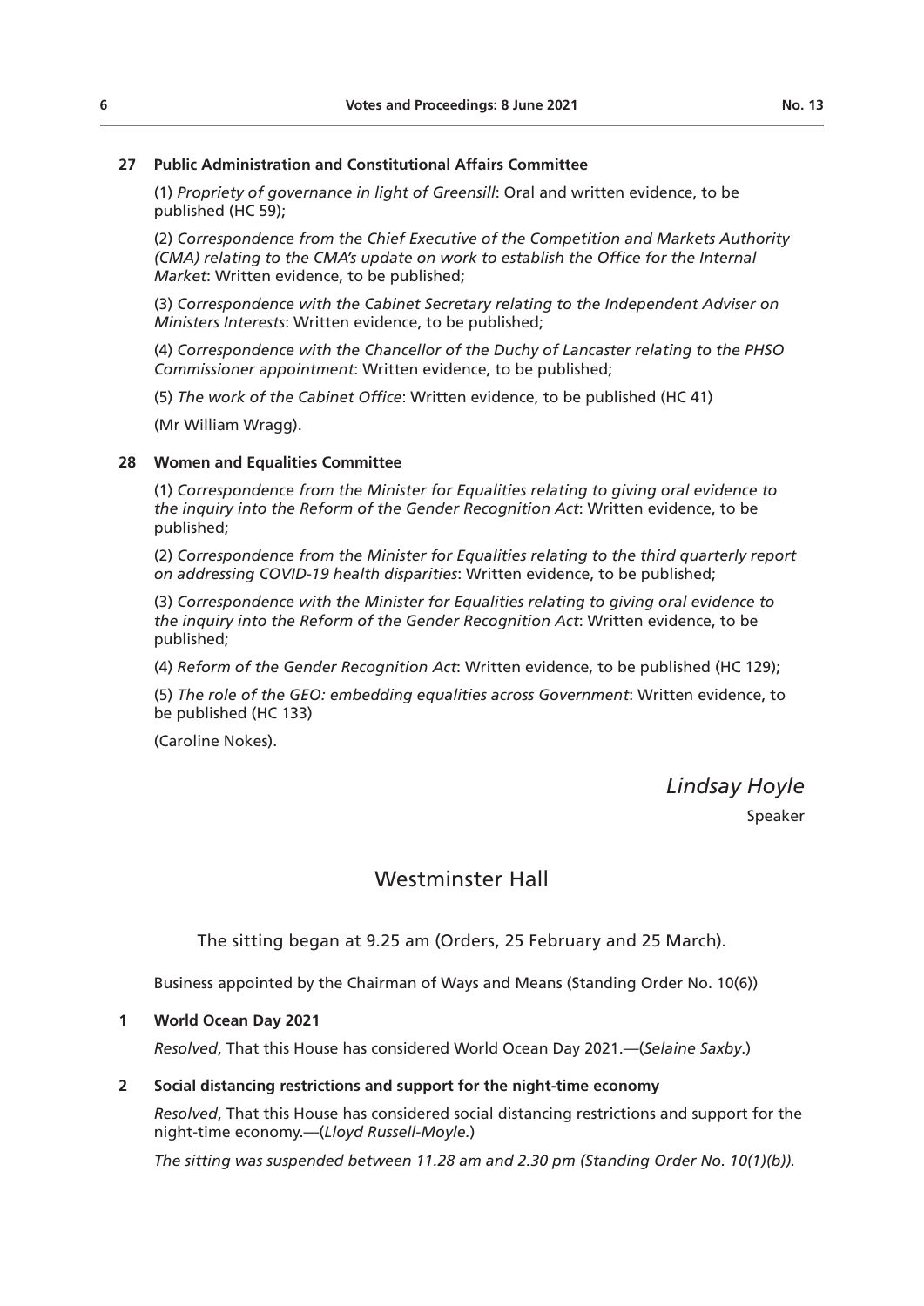**27 Public Administration and Constitutional Affairs Committee**

(1) *Propriety of governance in light of Greensill*: Oral and written evidence, to be published (HC 59);

(2) *Correspondence from the Chief Executive of the Competition and Markets Authority (CMA) relating to the CMA's update on work to establish the Office for the Internal Market*: Written evidence, to be published;

(3) *Correspondence with the Cabinet Secretary relating to the Independent Adviser on Ministers Interests*: Written evidence, to be published;

(4) *Correspondence with the Chancellor of the Duchy of Lancaster relating to the PHSO Commissioner appointment*: Written evidence, to be published;

(5) *The work of the Cabinet Office*: Written evidence, to be published (HC 41)

(Mr William Wragg).

**28 Women and Equalities Committee**

(1) *Correspondence from the Minister for Equalities relating to giving oral evidence to the inquiry into the Reform of the Gender Recognition Act*: Written evidence, to be published;

(2) *Correspondence from the Minister for Equalities relating to the third quarterly report on addressing COVID-19 health disparities*: Written evidence, to be published;

(3) *Correspondence with the Minister for Equalities relating to giving oral evidence to the inquiry into the Reform of the Gender Recognition Act*: Written evidence, to be published;

(4) *Reform of the Gender Recognition Act*: Written evidence, to be published (HC 129);

(5) *The role of the GEO: embedding equalities across Government*: Written evidence, to be published (HC 133)

(Caroline Nokes).

*Lindsay Hoyle*

Speaker

## Westminster Hall

The sitting began at 9.25 am (Orders, 25 February and 25 March).

Business appointed by the Chairman of Ways and Means (Standing Order No. 10(6))

**1 World Ocean Day 2021**

*Resolved*, That this House has considered World Ocean Day 2021.—(*Selaine Saxby*.)

**2 Social distancing restrictions and support for the night-time economy**

*Resolved*, That this House has considered social distancing restrictions and support for the night-time economy.—(*Lloyd Russell-Moyle*.)

*The sitting was suspended between 11.28 am and 2.30 pm (Standing Order No. 10(1)(b)).*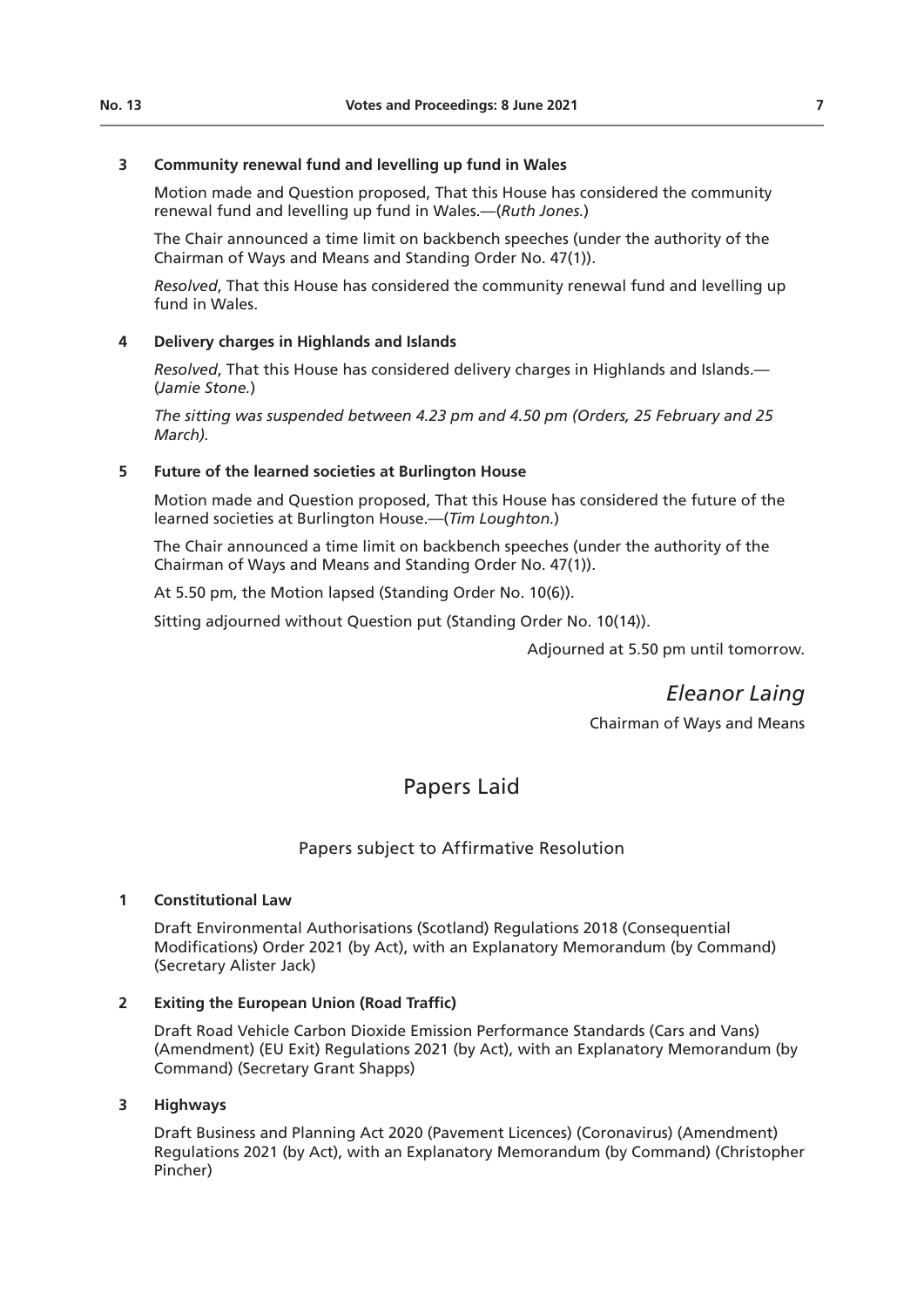**3 Community renewal fund and levelling up fund in Wales**

Motion made and Question proposed, That this House has considered the community renewal fund and levelling up fund in Wales.—(*Ruth Jones.*)

The Chair announced a time limit on backbench speeches (under the authority of the Chairman of Ways and Means and Standing Order No. 47(1)).

*Resolved*, That this House has considered the community renewal fund and levelling up fund in Wales.

**4 Delivery charges in Highlands and Islands**

*Resolved*, That this House has considered delivery charges in Highlands and Islands.—(*Jamie Stone.*)

*The sitting was suspended between 4.23 pm and 4.50 pm (Orders, 25 February and 25 March).*

**5 Future of the learned societies at Burlington House**

Motion made and Question proposed, That this House has considered the future of the learned societies at Burlington House.—(*Tim Loughton.*)

The Chair announced a time limit on backbench speeches (under the authority of the Chairman of Ways and Means and Standing Order No. 47(1)).

At 5.50 pm, the Motion lapsed (Standing Order No. 10(6)).

Sitting adjourned without Question put (Standing Order No. 10(14)).

Adjourned at 5.50 pm until tomorrow.

*Eleanor Laing*

Chairman of Ways and Means

# Papers Laid

## Papers subject to Affirmative Resolution

**1 Constitutional Law**

Draft Environmental Authorisations (Scotland) Regulations 2018 (Consequential Modifications) Order 2021 (by Act), with an Explanatory Memorandum (by Command) (Secretary Alister Jack)

**2 Exiting the European Union (Road Traffic)**

Draft Road Vehicle Carbon Dioxide Emission Performance Standards (Cars and Vans) (Amendment) (EU Exit) Regulations 2021 (by Act), with an Explanatory Memorandum (by Command) (Secretary Grant Shapps)

**3 Highways**

Draft Business and Planning Act 2020 (Pavement Licences) (Coronavirus) (Amendment) Regulations 2021 (by Act), with an Explanatory Memorandum (by Command) (Christopher Pincher)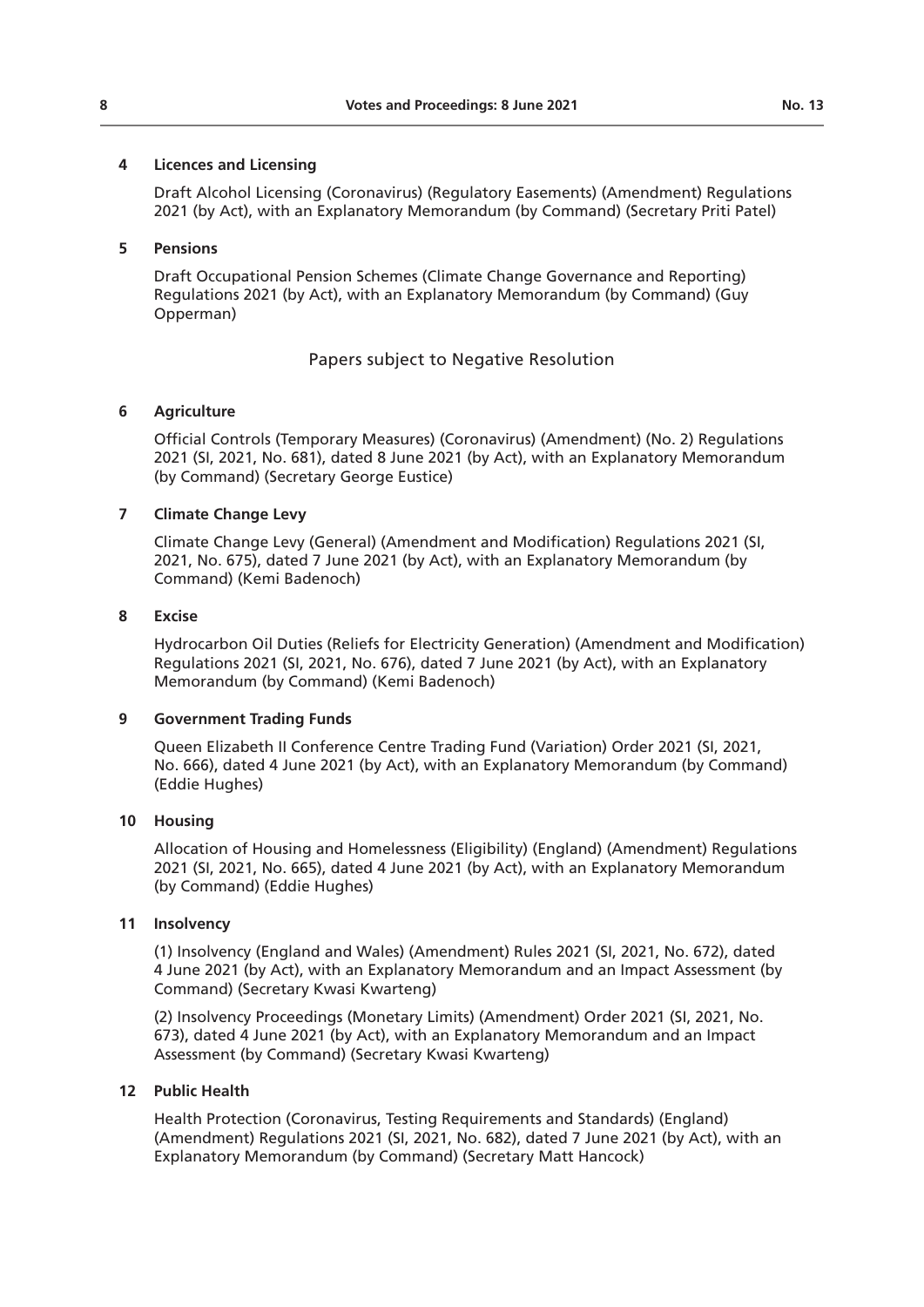**4 Licences and Licensing**

Draft Alcohol Licensing (Coronavirus) (Regulatory Easements) (Amendment) Regulations 2021 (by Act), with an Explanatory Memorandum (by Command) (Secretary Priti Patel)

**5 Pensions**

Draft Occupational Pension Schemes (Climate Change Governance and Reporting) Regulations 2021 (by Act), with an Explanatory Memorandum (by Command) (Guy Opperman)

## Papers subject to Negative Resolution

**6 Agriculture**

Official Controls (Temporary Measures) (Coronavirus) (Amendment) (No. 2) Regulations 2021 (SI, 2021, No. 681), dated 8 June 2021 (by Act), with an Explanatory Memorandum (by Command) (Secretary George Eustice)

**7 Climate Change Levy**

Climate Change Levy (General) (Amendment and Modification) Regulations 2021 (SI, 2021, No. 675), dated 7 June 2021 (by Act), with an Explanatory Memorandum (by Command) (Kemi Badenoch)

**8 Excise**

Hydrocarbon Oil Duties (Reliefs for Electricity Generation) (Amendment and Modification) Regulations 2021 (SI, 2021, No. 676), dated 7 June 2021 (by Act), with an Explanatory Memorandum (by Command) (Kemi Badenoch)

**9 Government Trading Funds**

Queen Elizabeth II Conference Centre Trading Fund (Variation) Order 2021 (SI, 2021, No. 666), dated 4 June 2021 (by Act), with an Explanatory Memorandum (by Command) (Eddie Hughes)

**10 Housing**

Allocation of Housing and Homelessness (Eligibility) (England) (Amendment) Regulations 2021 (SI, 2021, No. 665), dated 4 June 2021 (by Act), with an Explanatory Memorandum (by Command) (Eddie Hughes)

**11 Insolvency**

(1) Insolvency (England and Wales) (Amendment) Rules 2021 (SI, 2021, No. 672), dated 4 June 2021 (by Act), with an Explanatory Memorandum and an Impact Assessment (by Command) (Secretary Kwasi Kwarteng)

(2) Insolvency Proceedings (Monetary Limits) (Amendment) Order 2021 (SI, 2021, No. 673), dated 4 June 2021 (by Act), with an Explanatory Memorandum and an Impact Assessment (by Command) (Secretary Kwasi Kwarteng)

**12 Public Health**

Health Protection (Coronavirus, Testing Requirements and Standards) (England) (Amendment) Regulations 2021 (SI, 2021, No. 682), dated 7 June 2021 (by Act), with an Explanatory Memorandum (by Command) (Secretary Matt Hancock)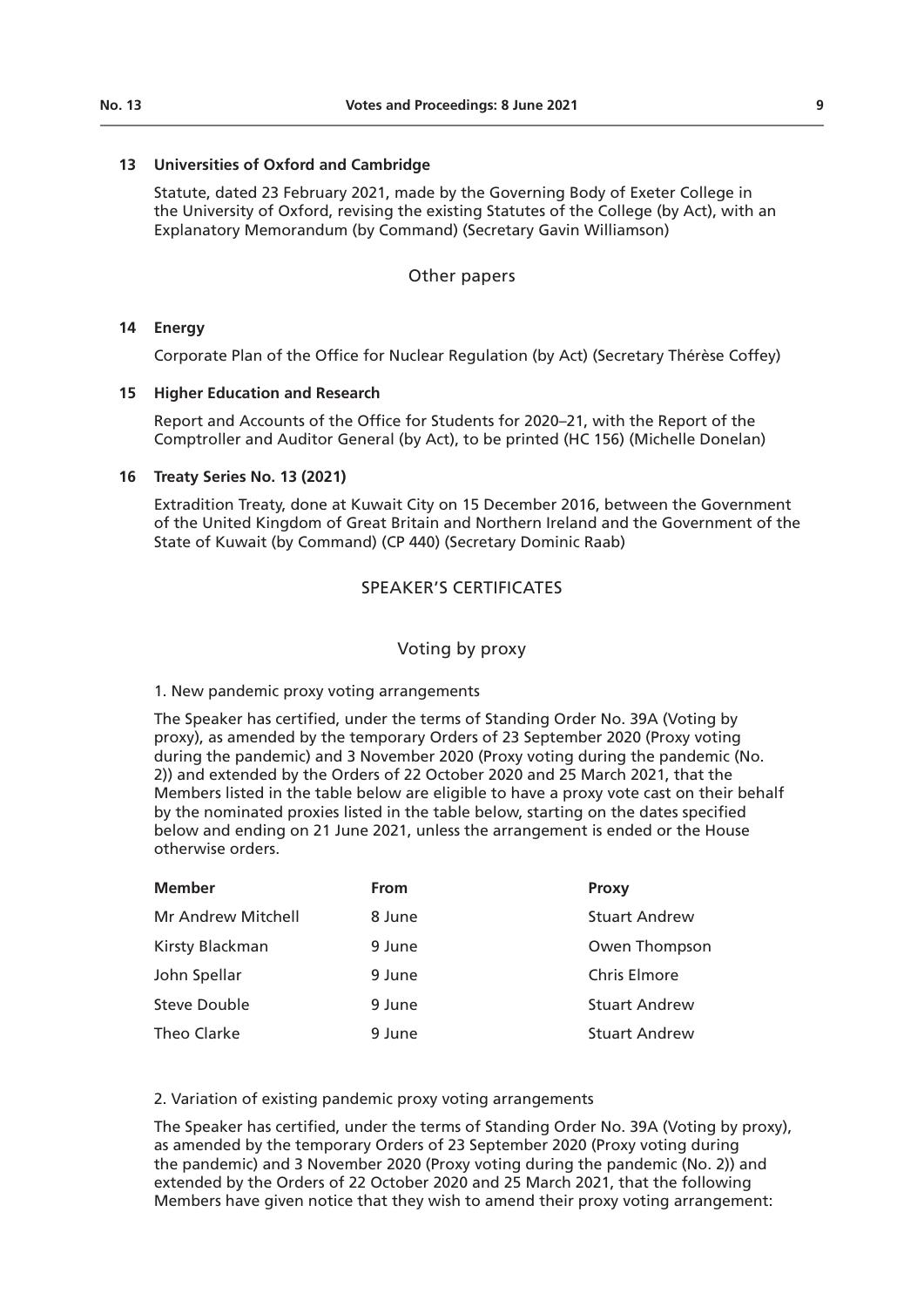**13 Universities of Oxford and Cambridge**

Statute, dated 23 February 2021, made by the Governing Body of Exeter College in the University of Oxford, revising the existing Statutes of the College (by Act), with an Explanatory Memorandum (by Command) (Secretary Gavin Williamson)

## Other papers

**14 Energy**

Corporate Plan of the Office for Nuclear Regulation (by Act) (Secretary Thérèse Coffey)

**15 Higher Education and Research**

Report and Accounts of the Office for Students for 2020–21, with the Report of the Comptroller and Auditor General (by Act), to be printed (HC 156) (Michelle Donelan)

**16 Treaty Series No. 13 (2021)**

Extradition Treaty, done at Kuwait City on 15 December 2016, between the Government of the United Kingdom of Great Britain and Northern Ireland and the Government of the State of Kuwait (by Command) (CP 440) (Secretary Dominic Raab)

# SPEAKER'S CERTIFICATES

## Voting by proxy

1. New pandemic proxy voting arrangements

The Speaker has certified, under the terms of Standing Order No. 39A (Voting by proxy), as amended by the temporary Orders of 23 September 2020 (Proxy voting during the pandemic) and 3 November 2020 (Proxy voting during the pandemic (No. 2)) and extended by the Orders of 22 October 2020 and 25 March 2021, that the Members listed in the table below are eligible to have a proxy vote cast on their behalf by the nominated proxies listed in the table below, starting on the dates specified below and ending on 21 June 2021, unless the arrangement is ended or the House otherwise orders.

| **Member** | **From** | **Proxy** |
|---|---|---|
| Mr Andrew Mitchell | 8 June | Stuart Andrew |
| Kirsty Blackman | 9 June | Owen Thompson |
| John Spellar | 9 June | Chris Elmore |
| Steve Double | 9 June | Stuart Andrew |
| Theo Clarke | 9 June | Stuart Andrew |

2. Variation of existing pandemic proxy voting arrangements

The Speaker has certified, under the terms of Standing Order No. 39A (Voting by proxy), as amended by the temporary Orders of 23 September 2020 (Proxy voting during the pandemic) and 3 November 2020 (Proxy voting during the pandemic (No. 2)) and extended by the Orders of 22 October 2020 and 25 March 2021, that the following Members have given notice that they wish to amend their proxy voting arrangement: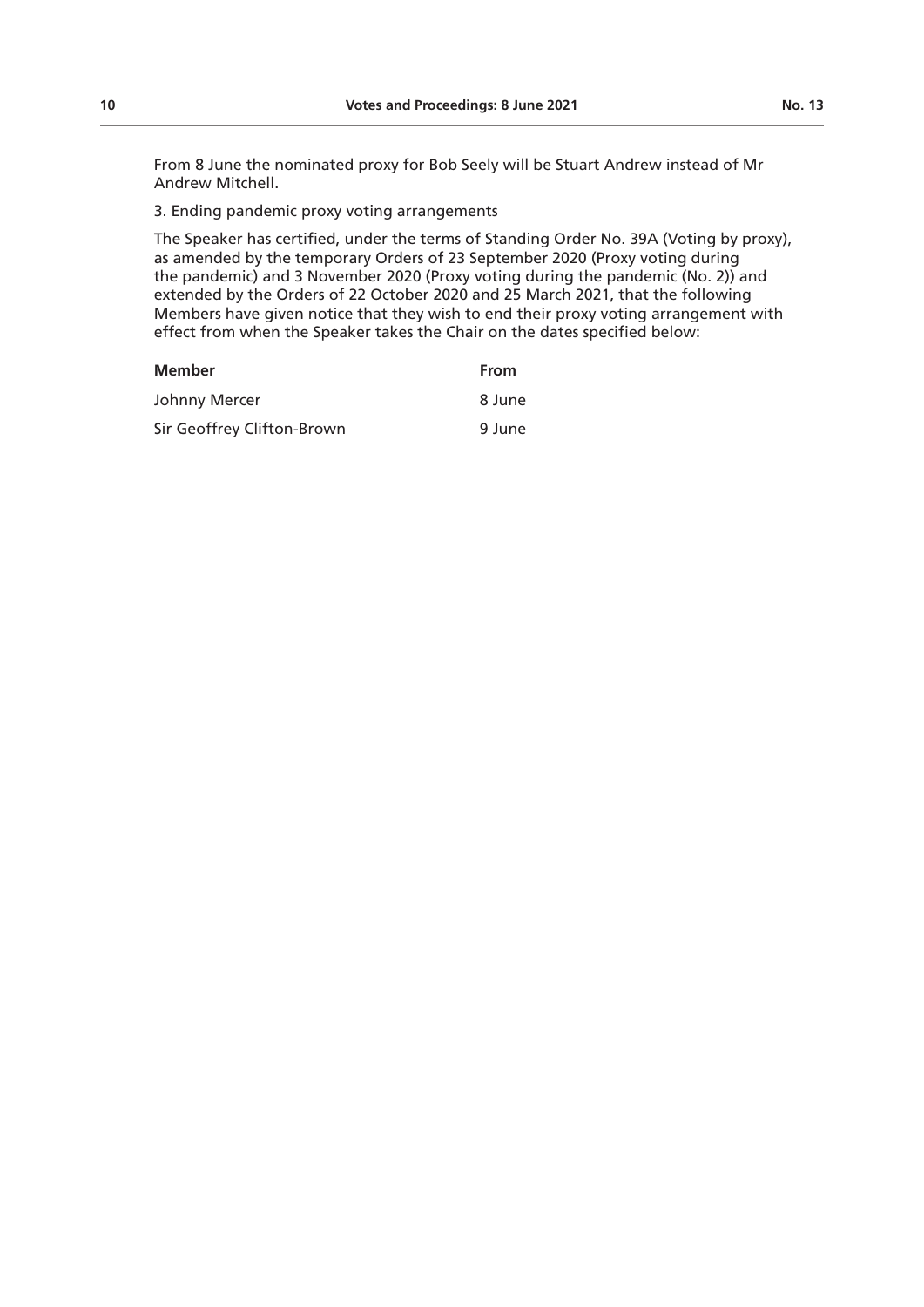From 8 June the nominated proxy for Bob Seely will be Stuart Andrew instead of Mr Andrew Mitchell.

3. Ending pandemic proxy voting arrangements

The Speaker has certified, under the terms of Standing Order No. 39A (Voting by proxy), as amended by the temporary Orders of 23 September 2020 (Proxy voting during the pandemic) and 3 November 2020 (Proxy voting during the pandemic (No. 2)) and extended by the Orders of 22 October 2020 and 25 March 2021, that the following Members have given notice that they wish to end their proxy voting arrangement with effect from when the Speaker takes the Chair on the dates specified below:

| **Member** | **From** |
|---|---|
| Johnny Mercer | 8 June |
| Sir Geoffrey Clifton-Brown | 9 June |